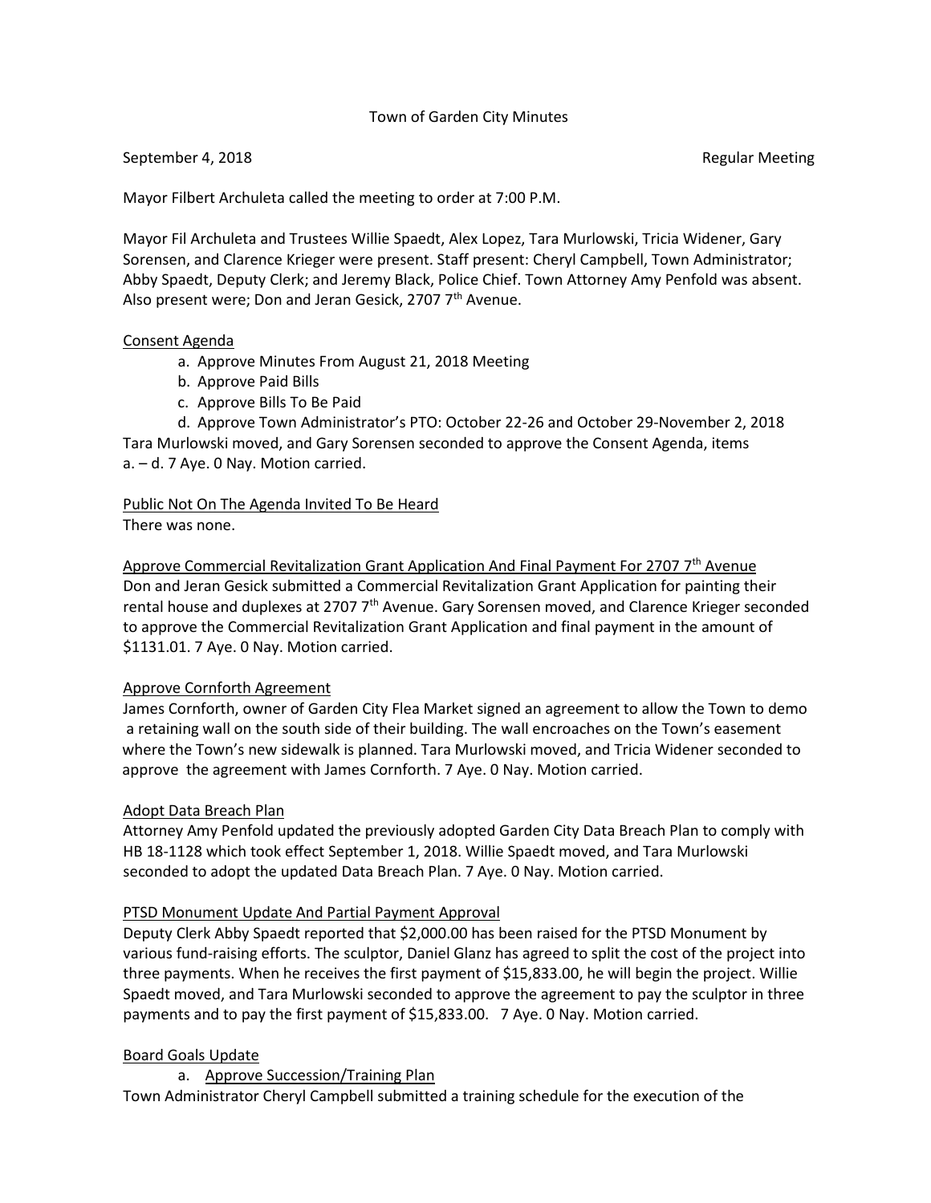Town of Garden City Minutes

September 4, 2018 Regular Meeting

Mayor Filbert Archuleta called the meeting to order at 7:00 P.M.

Mayor Fil Archuleta and Trustees Willie Spaedt, Alex Lopez, Tara Murlowski, Tricia Widener, Gary Sorensen, and Clarence Krieger were present. Staff present: Cheryl Campbell, Town Administrator; Abby Spaedt, Deputy Clerk; and Jeremy Black, Police Chief. Town Attorney Amy Penfold was absent. Also present were; Don and Jeran Gesick, 2707 7th Avenue.

<u>Consent Agenda</u>

a. Approve Minutes From August 21, 2018 Meeting
b. Approve Paid Bills
c. Approve Bills To Be Paid
d. Approve Town Administrator's PTO: October 22-26 and October 29-November 2, 2018

Tara Murlowski moved, and Gary Sorensen seconded to approve the Consent Agenda, items a. – d. 7 Aye. 0 Nay. Motion carried.

<u>Public Not On The Agenda Invited To Be Heard</u>

There was none.

<u>Approve Commercial Revitalization Grant Application And Final Payment For 2707 7th Avenue</u>

Don and Jeran Gesick submitted a Commercial Revitalization Grant Application for painting their rental house and duplexes at 2707 7th Avenue. Gary Sorensen moved, and Clarence Krieger seconded to approve the Commercial Revitalization Grant Application and final payment in the amount of $1131.01. 7 Aye. 0 Nay. Motion carried.

<u>Approve Cornforth Agreement</u>

James Cornforth, owner of Garden City Flea Market signed an agreement to allow the Town to demo a retaining wall on the south side of their building. The wall encroaches on the Town's easement where the Town's new sidewalk is planned. Tara Murlowski moved, and Tricia Widener seconded to approve the agreement with James Cornforth. 7 Aye. 0 Nay. Motion carried.

<u>Adopt Data Breach Plan</u>

Attorney Amy Penfold updated the previously adopted Garden City Data Breach Plan to comply with HB 18-1128 which took effect September 1, 2018. Willie Spaedt moved, and Tara Murlowski seconded to adopt the updated Data Breach Plan. 7 Aye. 0 Nay. Motion carried.

<u>PTSD Monument Update And Partial Payment Approval</u>

Deputy Clerk Abby Spaedt reported that $2,000.00 has been raised for the PTSD Monument by various fund-raising efforts. The sculptor, Daniel Glanz has agreed to split the cost of the project into three payments. When he receives the first payment of $15,833.00, he will begin the project. Willie Spaedt moved, and Tara Murlowski seconded to approve the agreement to pay the sculptor in three payments and to pay the first payment of $15,833.00. 7 Aye. 0 Nay. Motion carried.

<u>Board Goals Update</u>

a. <u>Approve Succession/Training Plan</u>

Town Administrator Cheryl Campbell submitted a training schedule for the execution of the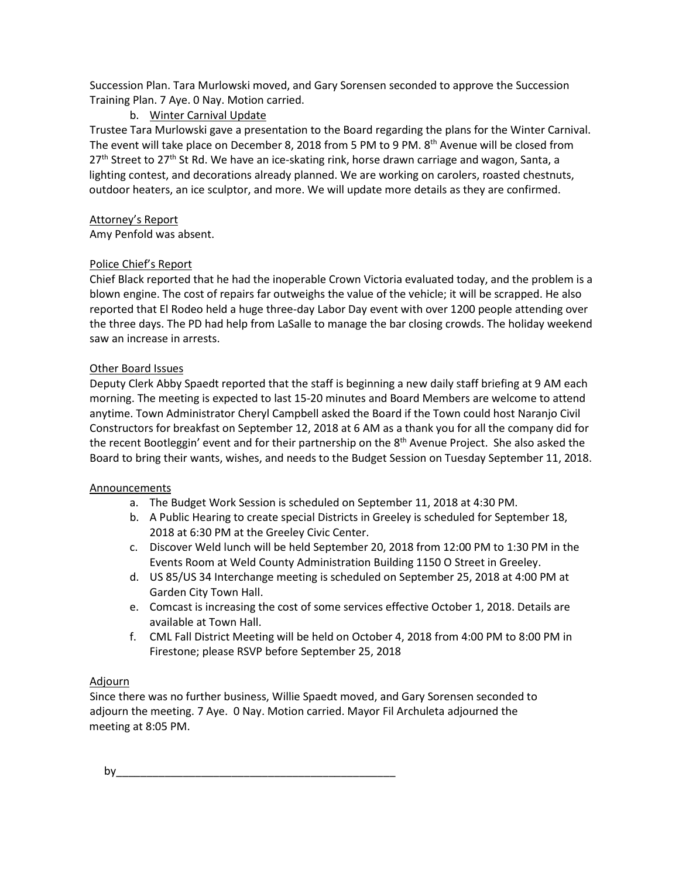Succession Plan. Tara Murlowski moved, and Gary Sorensen seconded to approve the Succession Training Plan. 7 Aye. 0 Nay. Motion carried.

b. Winter Carnival Update

Trustee Tara Murlowski gave a presentation to the Board regarding the plans for the Winter Carnival. The event will take place on December 8, 2018 from 5 PM to 9 PM. 8th Avenue will be closed from 27th Street to 27th St Rd. We have an ice-skating rink, horse drawn carriage and wagon, Santa, a lighting contest, and decorations already planned. We are working on carolers, roasted chestnuts, outdoor heaters, an ice sculptor, and more. We will update more details as they are confirmed.

Attorney's Report

Amy Penfold was absent.

Police Chief's Report

Chief Black reported that he had the inoperable Crown Victoria evaluated today, and the problem is a blown engine. The cost of repairs far outweighs the value of the vehicle; it will be scrapped. He also reported that El Rodeo held a huge three-day Labor Day event with over 1200 people attending over the three days. The PD had help from LaSalle to manage the bar closing crowds. The holiday weekend saw an increase in arrests.

Other Board Issues

Deputy Clerk Abby Spaedt reported that the staff is beginning a new daily staff briefing at 9 AM each morning. The meeting is expected to last 15-20 minutes and Board Members are welcome to attend anytime. Town Administrator Cheryl Campbell asked the Board if the Town could host Naranjo Civil Constructors for breakfast on September 12, 2018 at 6 AM as a thank you for all the company did for the recent Bootleggin' event and for their partnership on the 8th Avenue Project. She also asked the Board to bring their wants, wishes, and needs to the Budget Session on Tuesday September 11, 2018.

Announcements

a. The Budget Work Session is scheduled on September 11, 2018 at 4:30 PM.
b. A Public Hearing to create special Districts in Greeley is scheduled for September 18, 2018 at 6:30 PM at the Greeley Civic Center.
c. Discover Weld lunch will be held September 20, 2018 from 12:00 PM to 1:30 PM in the Events Room at Weld County Administration Building 1150 O Street in Greeley.
d. US 85/US 34 Interchange meeting is scheduled on September 25, 2018 at 4:00 PM at Garden City Town Hall.
e. Comcast is increasing the cost of some services effective October 1, 2018. Details are available at Town Hall.
f. CML Fall District Meeting will be held on October 4, 2018 from 4:00 PM to 8:00 PM in Firestone; please RSVP before September 25, 2018

Adjourn

Since there was no further business, Willie Spaedt moved, and Gary Sorensen seconded to adjourn the meeting. 7 Aye. 0 Nay. Motion carried. Mayor Fil Archuleta adjourned the meeting at 8:05 PM.

by_______________________________________________